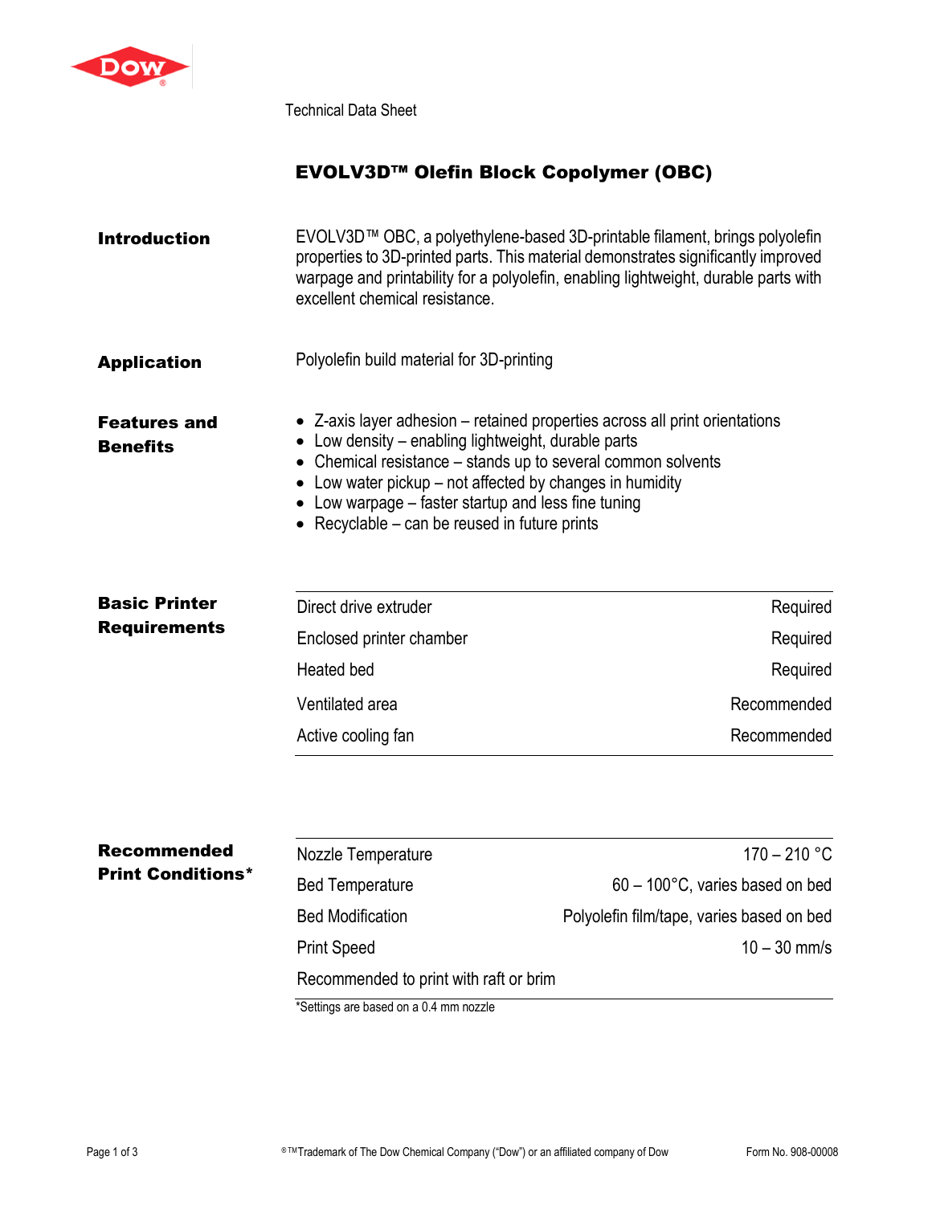Technical Data Sheet

# EVOLV3D™ Olefin Block Copolymer (OBC)

## Introduction

EVOLV3D™ OBC, a polyethylene-based 3D-printable filament, brings polyolefin properties to 3D-printed parts. This material demonstrates significantly improved warpage and printability for a polyolefin, enabling lightweight, durable parts with excellent chemical resistance.

## Application

Polyolefin build material for 3D-printing

## Features and Benefits

- Z-axis layer adhesion – retained properties across all print orientations
- Low density – enabling lightweight, durable parts
- Chemical resistance – stands up to several common solvents
- Low water pickup – not affected by changes in humidity
- Low warpage – faster startup and less fine tuning
- Recyclable – can be reused in future prints

## Basic Printer Requirements

| | |
|---|---|
| Direct drive extruder | Required |
| Enclosed printer chamber | Required |
| Heated bed | Required |
| Ventilated area | Recommended |
| Active cooling fan | Recommended |

## Recommended Print Conditions*

| | |
|---|---|
| Nozzle Temperature | 170 – 210 °C |
| Bed Temperature | 60 – 100°C, varies based on bed |
| Bed Modification | Polyolefin film/tape, varies based on bed |
| Print Speed | 10 – 30 mm/s |
| Recommended to print with raft or brim | |

*Settings are based on a 0.4 mm nozzle

®™Trademark of The Dow Chemical Company ("Dow") or an affiliated company of Dow

Form No. 908-00008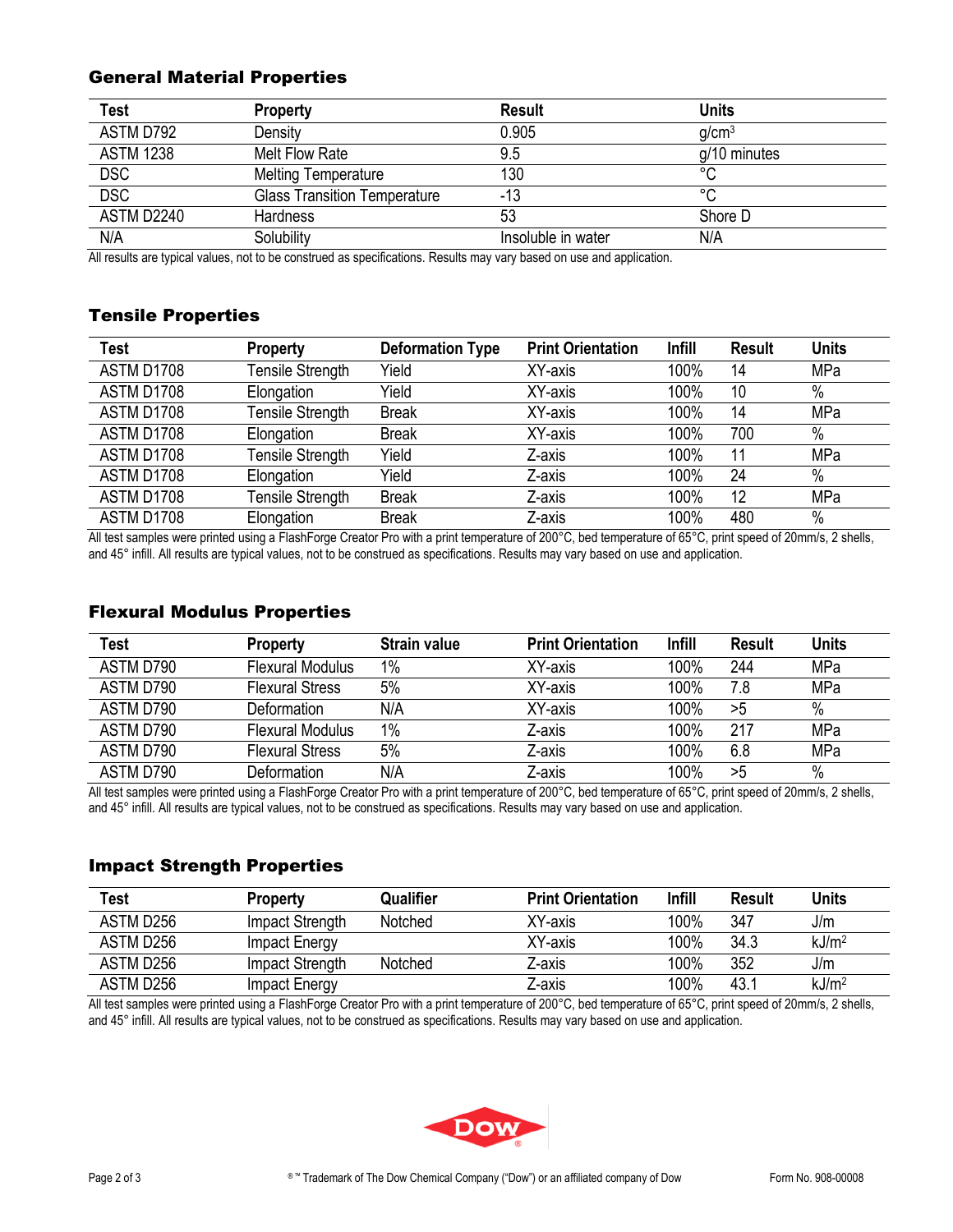## General Material Properties

| Test | Property | Result | Units |
|---|---|---|---|
| ASTM D792 | Density | 0.905 | $g/cm^3$ |
| ASTM 1238 | Melt Flow Rate | 9.5 | g/10 minutes |
| DSC | Melting Temperature | 130 | °C |
| DSC | Glass Transition Temperature | -13 | °C |
| ASTM D2240 | Hardness | 53 | Shore D |
| N/A | Solubility | Insoluble in water | N/A |

All results are typical values, not to be construed as specifications. Results may vary based on use and application.

## Tensile Properties

| Test | Property | Deformation Type | Print Orientation | Infill | Result | Units |
|---|---|---|---|---|---|---|
| ASTM D1708 | Tensile Strength | Yield | XY-axis | 100% | 14 | MPa |
| ASTM D1708 | Elongation | Yield | XY-axis | 100% | 10 | % |
| ASTM D1708 | Tensile Strength | Break | XY-axis | 100% | 14 | MPa |
| ASTM D1708 | Elongation | Break | XY-axis | 100% | 700 | % |
| ASTM D1708 | Tensile Strength | Yield | Z-axis | 100% | 11 | MPa |
| ASTM D1708 | Elongation | Yield | Z-axis | 100% | 24 | % |
| ASTM D1708 | Tensile Strength | Break | Z-axis | 100% | 12 | MPa |
| ASTM D1708 | Elongation | Break | Z-axis | 100% | 480 | % |

All test samples were printed using a FlashForge Creator Pro with a print temperature of 200°C, bed temperature of 65°C, print speed of 20mm/s, 2 shells, and 45° infill. All results are typical values, not to be construed as specifications. Results may vary based on use and application.

## Flexural Modulus Properties

| Test | Property | Strain value | Print Orientation | Infill | Result | Units |
|---|---|---|---|---|---|---|
| ASTM D790 | Flexural Modulus | 1% | XY-axis | 100% | 244 | MPa |
| ASTM D790 | Flexural Stress | 5% | XY-axis | 100% | 7.8 | MPa |
| ASTM D790 | Deformation | N/A | XY-axis | 100% | >5 | % |
| ASTM D790 | Flexural Modulus | 1% | Z-axis | 100% | 217 | MPa |
| ASTM D790 | Flexural Stress | 5% | Z-axis | 100% | 6.8 | MPa |
| ASTM D790 | Deformation | N/A | Z-axis | 100% | >5 | % |

All test samples were printed using a FlashForge Creator Pro with a print temperature of 200°C, bed temperature of 65°C, print speed of 20mm/s, 2 shells, and 45° infill. All results are typical values, not to be construed as specifications. Results may vary based on use and application.

## Impact Strength Properties

| Test | Property | Qualifier | Print Orientation | Infill | Result | Units |
|---|---|---|---|---|---|---|
| ASTM D256 | Impact Strength | Notched | XY-axis | 100% | 347 | J/m |
| ASTM D256 | Impact Energy | | XY-axis | 100% | 34.3 | $kJ/m^2$ |
| ASTM D256 | Impact Strength | Notched | Z-axis | 100% | 352 | J/m |
| ASTM D256 | Impact Energy | | Z-axis | 100% | 43.1 | $kJ/m^2$ |

All test samples were printed using a FlashForge Creator Pro with a print temperature of 200°C, bed temperature of 65°C, print speed of 20mm/s, 2 shells, and 45° infill. All results are typical values, not to be construed as specifications. Results may vary based on use and application.

®™ Trademark of The Dow Chemical Company ("Dow") or an affiliated company of Dow

Form No. 908-00008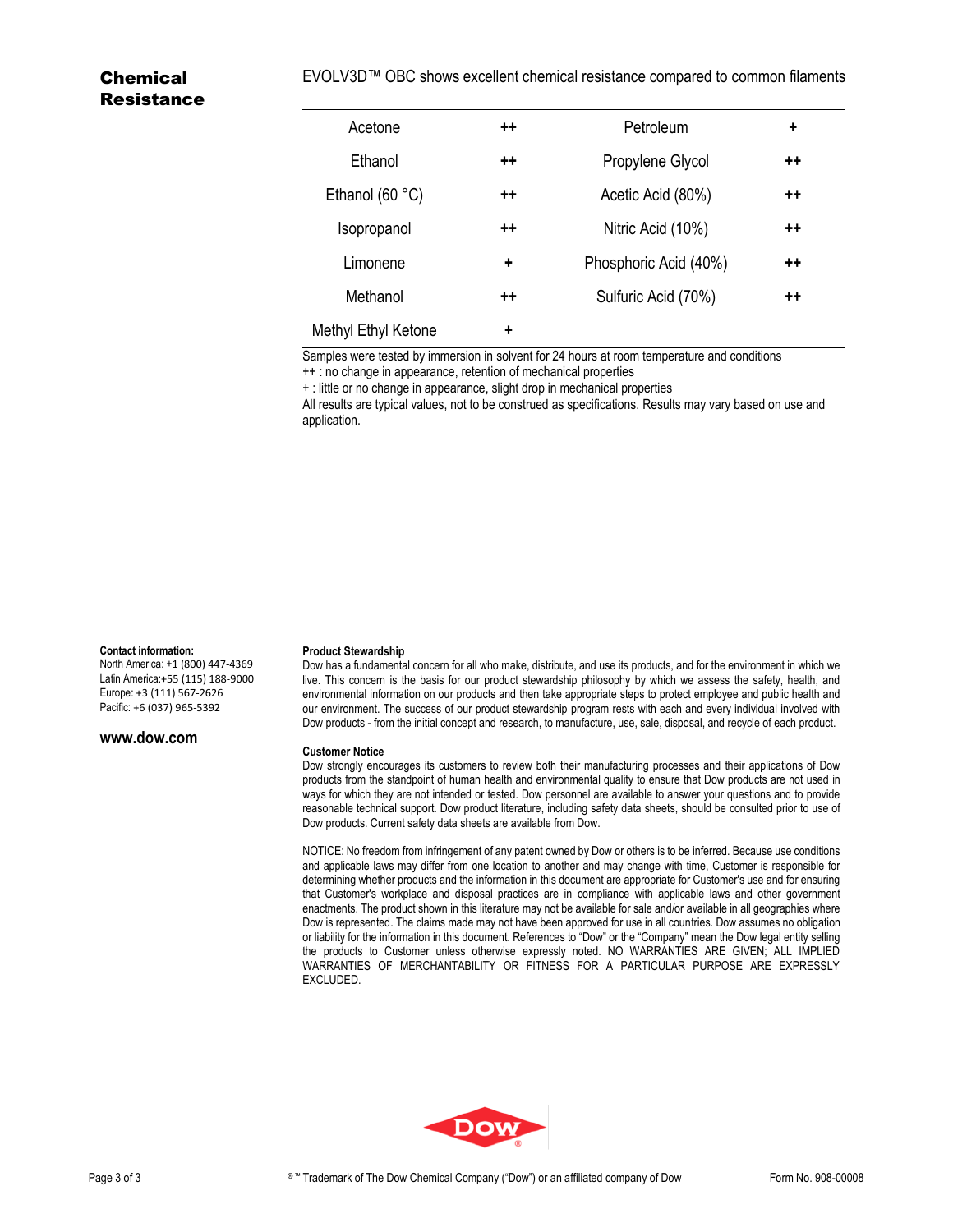## Chemical Resistance

EVOLV3D™ OBC shows excellent chemical resistance compared to common filaments

| | | | |
|---|---|---|---|
| Acetone | ++ | Petroleum | + |
| Ethanol | ++ | Propylene Glycol | ++ |
| Ethanol (60 °C) | ++ | Acetic Acid (80%) | ++ |
| Isopropanol | ++ | Nitric Acid (10%) | ++ |
| Limonene | + | Phosphoric Acid (40%) | ++ |
| Methanol | ++ | Sulfuric Acid (70%) | ++ |
| Methyl Ethyl Ketone | + | | |

Samples were tested by immersion in solvent for 24 hours at room temperature and conditions
++ : no change in appearance, retention of mechanical properties
+ : little or no change in appearance, slight drop in mechanical properties
All results are typical values, not to be construed as specifications. Results may vary based on use and application.

**Contact information:**
North America: +1 (800) 447-4369
Latin America:+55 (115) 188-9000
Europe: +3 (111) 567-2626
Pacific: +6 (037) 965-5392

**www.dow.com**

**Product Stewardship**
Dow has a fundamental concern for all who make, distribute, and use its products, and for the environment in which we live. This concern is the basis for our product stewardship philosophy by which we assess the safety, health, and environmental information on our products and then take appropriate steps to protect employee and public health and our environment. The success of our product stewardship program rests with each and every individual involved with Dow products - from the initial concept and research, to manufacture, use, sale, disposal, and recycle of each product.

**Customer Notice**
Dow strongly encourages its customers to review both their manufacturing processes and their applications of Dow products from the standpoint of human health and environmental quality to ensure that Dow products are not used in ways for which they are not intended or tested. Dow personnel are available to answer your questions and to provide reasonable technical support. Dow product literature, including safety data sheets, should be consulted prior to use of Dow products. Current safety data sheets are available from Dow.

NOTICE: No freedom from infringement of any patent owned by Dow or others is to be inferred. Because use conditions and applicable laws may differ from one location to another and may change with time, Customer is responsible for determining whether products and the information in this document are appropriate for Customer's use and for ensuring that Customer's workplace and disposal practices are in compliance with applicable laws and other government enactments. The product shown in this literature may not be available for sale and/or available in all geographies where Dow is represented. The claims made may not have been approved for use in all countries. Dow assumes no obligation or liability for the information in this document. References to "Dow" or the "Company" mean the Dow legal entity selling the products to Customer unless otherwise expressly noted. NO WARRANTIES ARE GIVEN; ALL IMPLIED WARRANTIES OF MERCHANTABILITY OR FITNESS FOR A PARTICULAR PURPOSE ARE EXPRESSLY EXCLUDED.

®™ Trademark of The Dow Chemical Company ("Dow") or an affiliated company of Dow

Form No. 908-00008